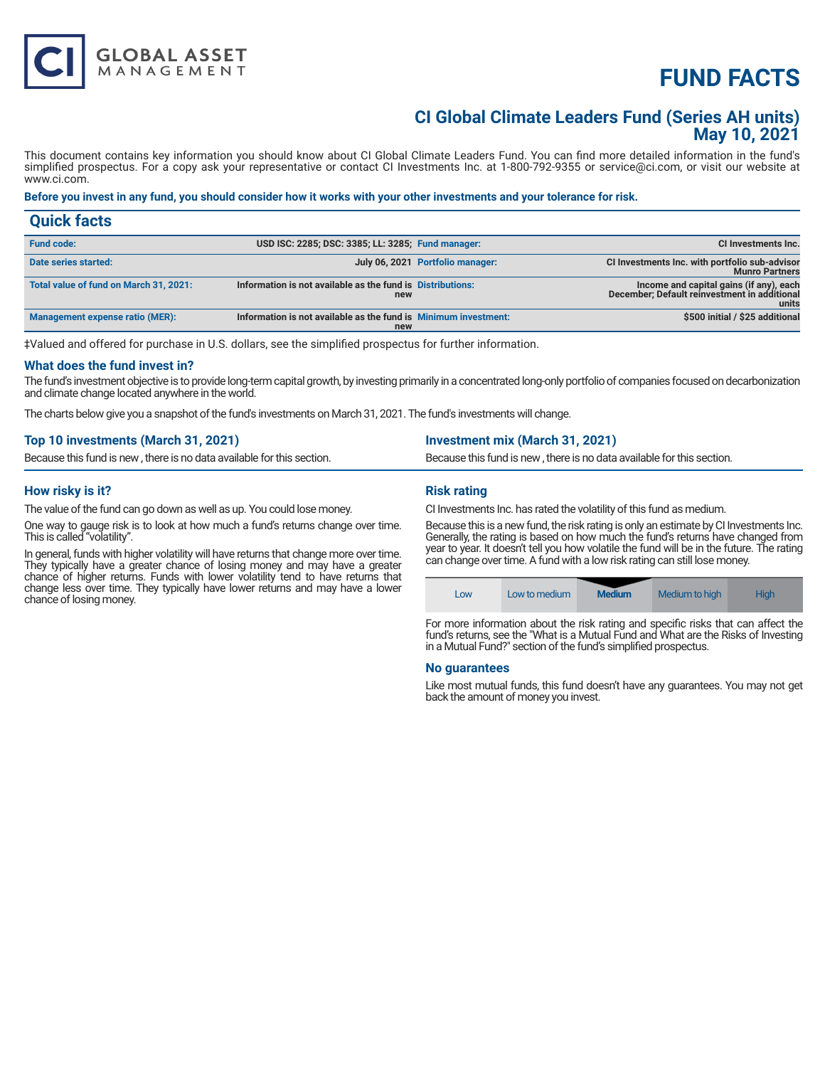# FUND FACTS

## CI Global Climate Leaders Fund (Series AH units)
## May 10, 2021

This document contains key information you should know about CI Global Climate Leaders Fund. You can find more detailed information in the fund's simplified prospectus. For a copy ask your representative or contact CI Investments Inc. at 1-800-792-9355 or service@ci.com, or visit our website at www.ci.com.

**Before you invest in any fund, you should consider how it works with your other investments and your tolerance for risk.**

## Quick facts

| | | | |
|---|---|---|---|
| **Fund code:** | **USD ISC: 2285; DSC: 3385; LL: 3285;** | **Fund manager:** | **CI Investments Inc.** |
| **Date series started:** | **July 06, 2021** | **Portfolio manager:** | **CI Investments Inc. with portfolio sub-advisor Munro Partners** |
| **Total value of fund on March 31, 2021:** | **Information is not available as the fund is new** | **Distributions:** | **Income and capital gains (if any), each December; Default reinvestment in additional units** |
| **Management expense ratio (MER):** | **Information is not available as the fund is new** | **Minimum investment:** | **$500 initial / $25 additional** |

‡Valued and offered for purchase in U.S. dollars, see the simplified prospectus for further information.

### What does the fund invest in?

The fund's investment objective is to provide long-term capital growth, by investing primarily in a concentrated long-only portfolio of companies focused on decarbonization and climate change located anywhere in the world.

The charts below give you a snapshot of the fund's investments on March 31, 2021. The fund's investments will change.

### Top 10 investments (March 31, 2021)

Because this fund is new , there is no data available for this section.

### Investment mix (March 31, 2021)

Because this fund is new , there is no data available for this section.

### How risky is it?

The value of the fund can go down as well as up. You could lose money.

One way to gauge risk is to look at how much a fund's returns change over time. This is called "volatility".

In general, funds with higher volatility will have returns that change more over time. They typically have a greater chance of losing money and may have a greater chance of higher returns. Funds with lower volatility tend to have returns that change less over time. They typically have lower returns and may have a lower chance of losing money.

### Risk rating

CI Investments Inc. has rated the volatility of this fund as medium.

Because this is a new fund, the risk rating is only an estimate by CI Investments Inc. Generally, the rating is based on how much the fund's returns have changed from year to year. It doesn't tell you how volatile the fund will be in the future. The rating can change over time. A fund with a low risk rating can still lose money.

| Low | Low to medium | **Medium** | Medium to high | High |
|---|---|---|---|---|

For more information about the risk rating and specific risks that can affect the fund's returns, see the "What is a Mutual Fund and What are the Risks of Investing in a Mutual Fund?" section of the fund's simplified prospectus.

### No guarantees

Like most mutual funds, this fund doesn't have any guarantees. You may not get back the amount of money you invest.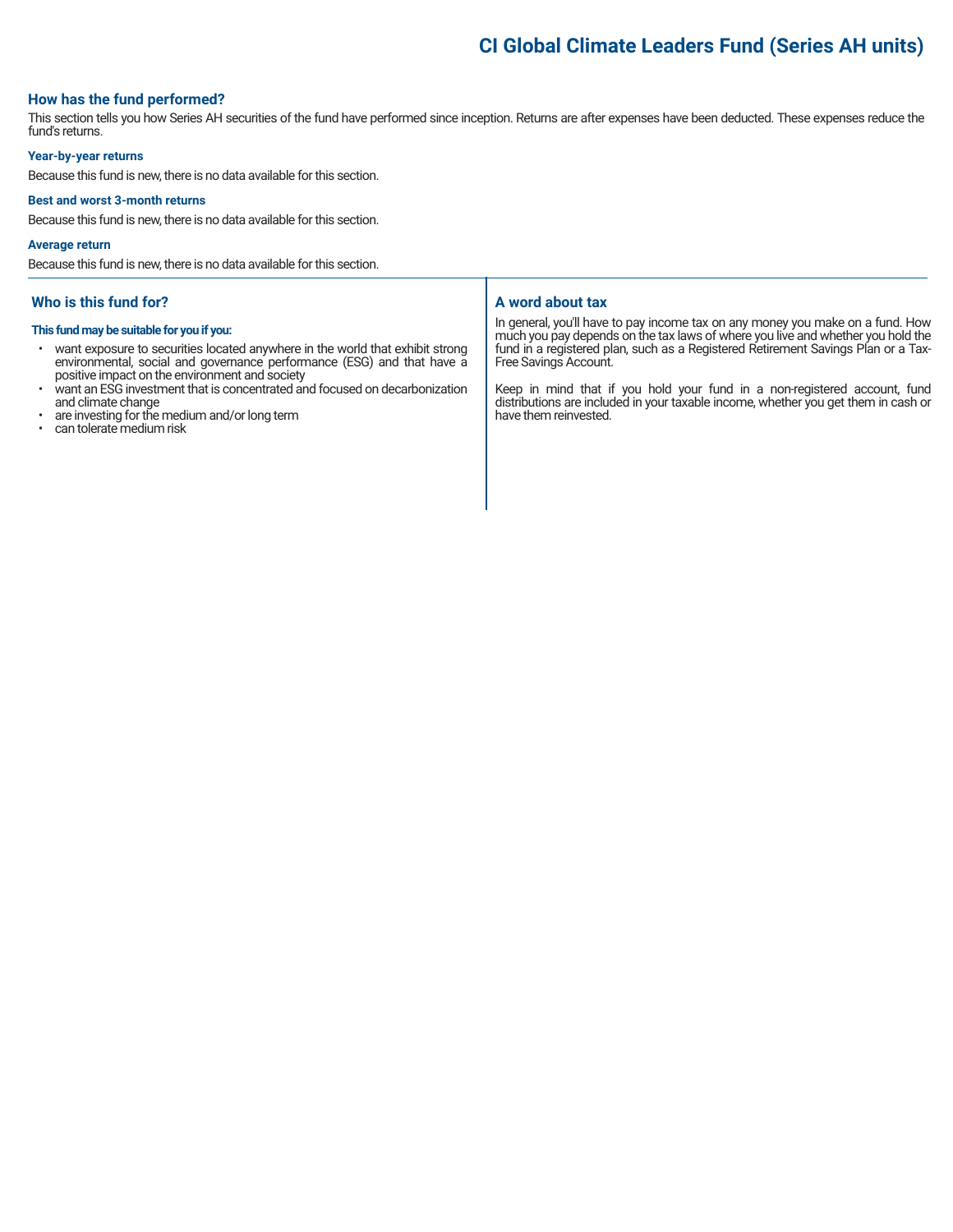# CI Global Climate Leaders Fund (Series AH units)

## How has the fund performed?

This section tells you how Series AH securities of the fund have performed since inception. Returns are after expenses have been deducted. These expenses reduce the fund's returns.

### Year-by-year returns

Because this fund is new, there is no data available for this section.

### Best and worst 3-month returns

Because this fund is new, there is no data available for this section.

### Average return

Because this fund is new, there is no data available for this section.

## Who is this fund for?

**This fund may be suitable for you if you:**

- want exposure to securities located anywhere in the world that exhibit strong environmental, social and governance performance (ESG) and that have a positive impact on the environment and society
- want an ESG investment that is concentrated and focused on decarbonization and climate change
- are investing for the medium and/or long term
- can tolerate medium risk

## A word about tax

In general, you'll have to pay income tax on any money you make on a fund. How much you pay depends on the tax laws of where you live and whether you hold the fund in a registered plan, such as a Registered Retirement Savings Plan or a Tax-Free Savings Account.

Keep in mind that if you hold your fund in a non-registered account, fund distributions are included in your taxable income, whether you get them in cash or have them reinvested.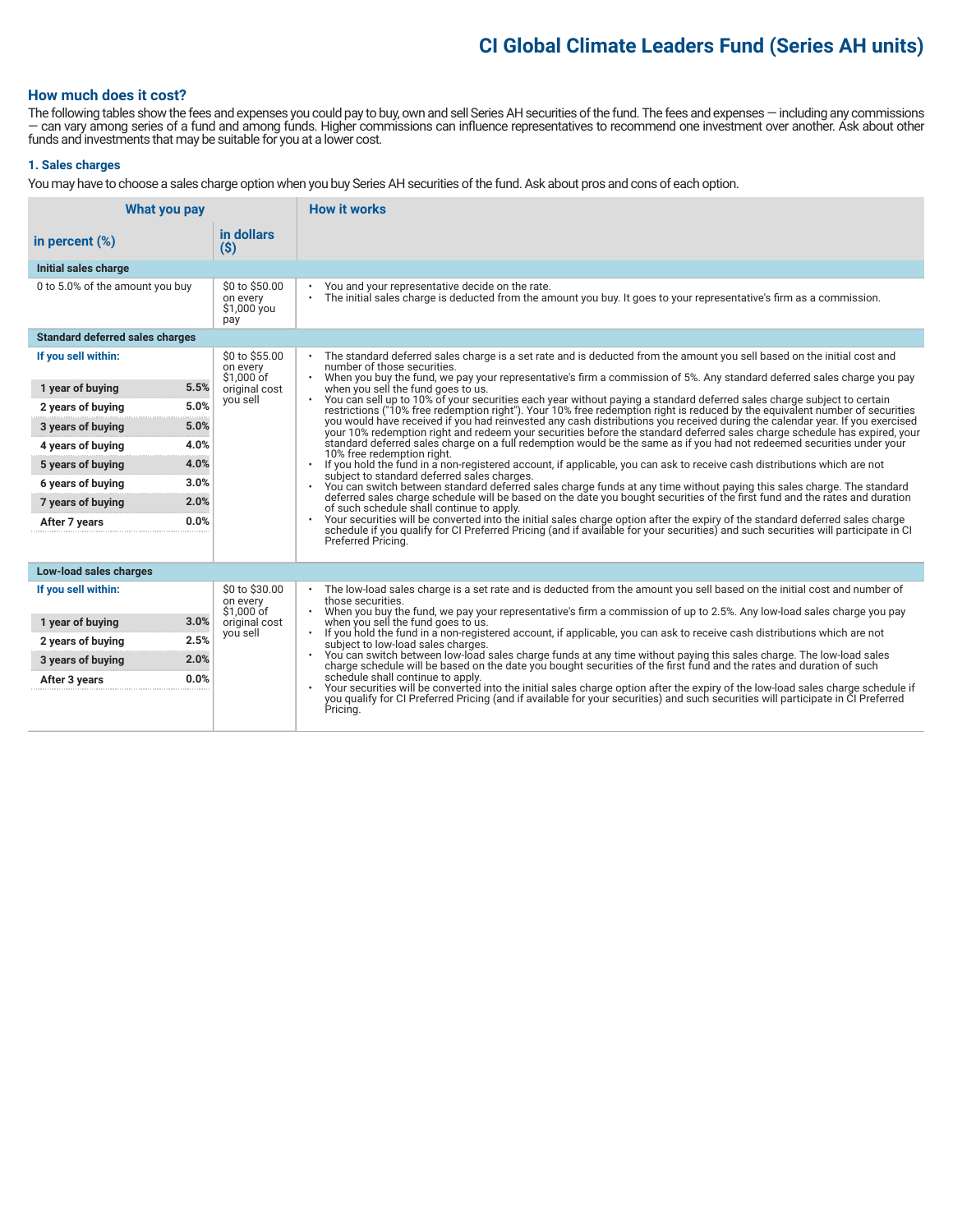# CI Global Climate Leaders Fund (Series AH units)

## How much does it cost?

The following tables show the fees and expenses you could pay to buy, own and sell Series AH securities of the fund. The fees and expenses — including any commissions — can vary among series of a fund and among funds. Higher commissions can influence representatives to recommend one investment over another. Ask about other funds and investments that may be suitable for you at a lower cost.

### 1. Sales charges

You may have to choose a sales charge option when you buy Series AH securities of the fund. Ask about pros and cons of each option.

| What you pay | | | How it works |
|---|---|---|---|
| **in percent (%)** | | **in dollars ($)** | |
| **Initial sales charge** | | | |
| 0 to 5.0% of the amount you buy | | $0 to $50.00 on every $1,000 you pay | • You and your representative decide on the rate.<br>• The initial sales charge is deducted from the amount you buy. It goes to your representative's firm as a commission. |
| **Standard deferred sales charges** | | | |
| **If you sell within:** | | $0 to $55.00 on every $1,000 of original cost you sell | • The standard deferred sales charge is a set rate and is deducted from the amount you sell based on the initial cost and number of those securities.<br>• When you buy the fund, we pay your representative's firm a commission of 5%. Any standard deferred sales charge you pay when you sell the fund goes to us.<br>• You can sell up to 10% of your securities each year without paying a standard deferred sales charge subject to certain restrictions ("10% free redemption right"). Your 10% free redemption right is reduced by the equivalent number of securities you would have received if you had reinvested any cash distributions you received during the calendar year. If you exercised your 10% redemption right and redeem your securities before the standard deferred sales charge schedule has expired, your standard deferred sales charge on a full redemption would be the same as if you had not redeemed securities under your 10% free redemption right.<br>• If you hold the fund in a non-registered account, if applicable, you can ask to receive cash distributions which are not subject to standard deferred sales charges.<br>• You can switch between standard deferred sales charge funds at any time without paying this sales charge. The standard deferred sales charge schedule will be based on the date you bought securities of the first fund and the rates and duration of such schedule shall continue to apply.<br>• Your securities will be converted into the initial sales charge option after the expiry of the standard deferred sales charge schedule if you qualify for CI Preferred Pricing (and if available for your securities) and such securities will participate in CI Preferred Pricing. |
| **1 year of buying** | **5.5%** | | |
| **2 years of buying** | **5.0%** | | |
| **3 years of buying** | **5.0%** | | |
| **4 years of buying** | **4.0%** | | |
| **5 years of buying** | **4.0%** | | |
| **6 years of buying** | **3.0%** | | |
| **7 years of buying** | **2.0%** | | |
| **After 7 years** | **0.0%** | | |
| **Low-load sales charges** | | | |
| **If you sell within:** | | $0 to $30.00 on every $1,000 of original cost you sell | • The low-load sales charge is a set rate and is deducted from the amount you sell based on the initial cost and number of those securities.<br>• When you buy the fund, we pay your representative's firm a commission of up to 2.5%. Any low-load sales charge you pay when you sell the fund goes to us.<br>• If you hold the fund in a non-registered account, if applicable, you can ask to receive cash distributions which are not subject to low-load sales charges.<br>• You can switch between low-load sales charge funds at any time without paying this sales charge. The low-load sales charge schedule will be based on the date you bought securities of the first fund and the rates and duration of such schedule shall continue to apply.<br>• Your securities will be converted into the initial sales charge option after the expiry of the low-load sales charge schedule if you qualify for CI Preferred Pricing (and if available for your securities) and such securities will participate in CI Preferred Pricing. |
| **1 year of buying** | **3.0%** | | |
| **2 years of buying** | **2.5%** | | |
| **3 years of buying** | **2.0%** | | |
| **After 3 years** | **0.0%** | | |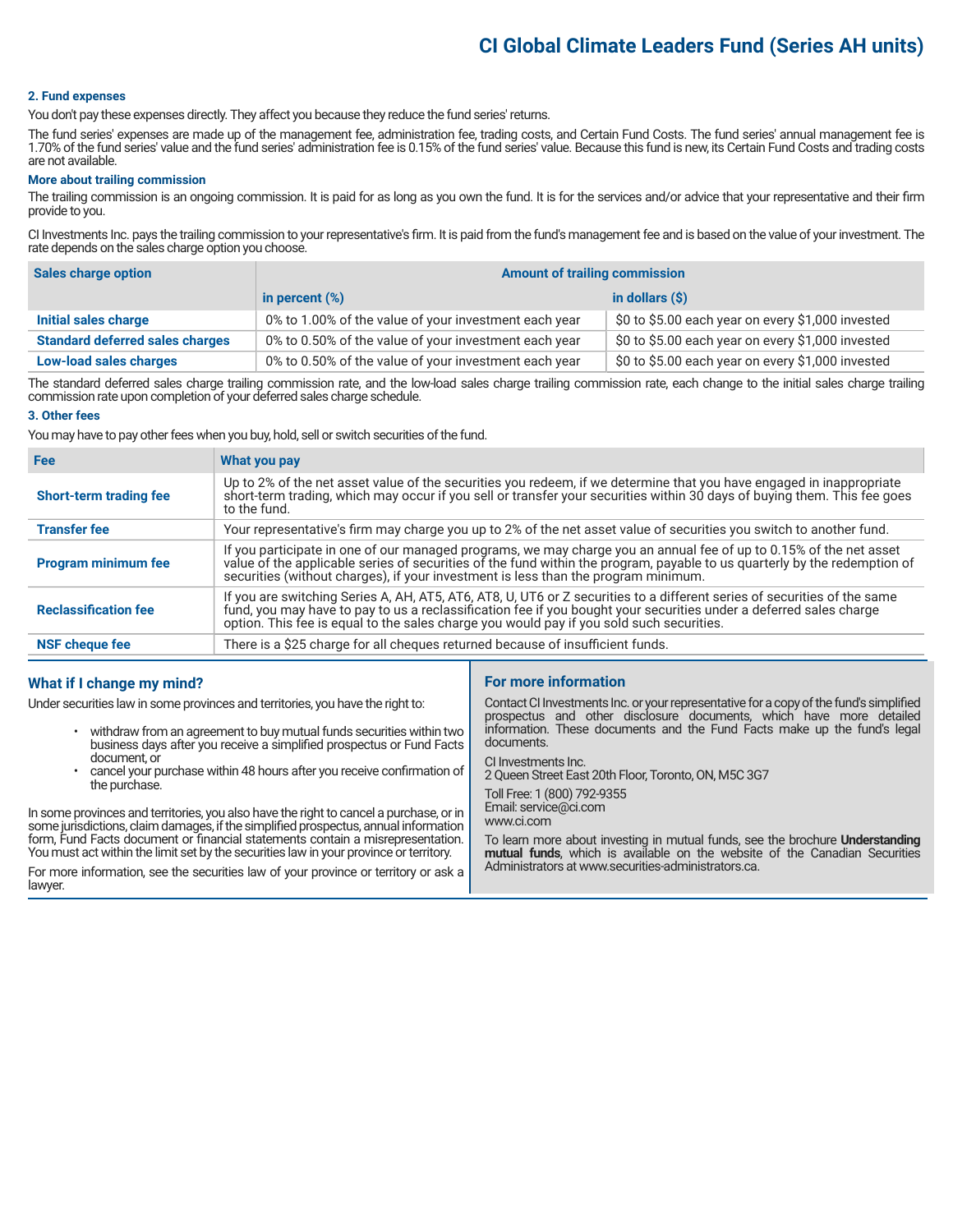# CI Global Climate Leaders Fund (Series AH units)

### 2. Fund expenses

You don't pay these expenses directly. They affect you because they reduce the fund series' returns.

The fund series' expenses are made up of the management fee, administration fee, trading costs, and Certain Fund Costs. The fund series' annual management fee is 1.70% of the fund series' value and the fund series' administration fee is 0.15% of the fund series' value. Because this fund is new, its Certain Fund Costs and trading costs are not available.

### More about trailing commission

The trailing commission is an ongoing commission. It is paid for as long as you own the fund. It is for the services and/or advice that your representative and their firm provide to you.

CI Investments Inc. pays the trailing commission to your representative's firm. It is paid from the fund's management fee and is based on the value of your investment. The rate depends on the sales charge option you choose.

| Sales charge option | Amount of trailing commission | |
|---|---|---|
| | in percent (%) | in dollars ($) |
| Initial sales charge | 0% to 1.00% of the value of your investment each year | $0 to $5.00 each year on every $1,000 invested |
| Standard deferred sales charges | 0% to 0.50% of the value of your investment each year | $0 to $5.00 each year on every $1,000 invested |
| Low-load sales charges | 0% to 0.50% of the value of your investment each year | $0 to $5.00 each year on every $1,000 invested |

The standard deferred sales charge trailing commission rate, and the low-load sales charge trailing commission rate, each change to the initial sales charge trailing commission rate upon completion of your deferred sales charge schedule.

### 3. Other fees

You may have to pay other fees when you buy, hold, sell or switch securities of the fund.

| Fee | What you pay |
|---|---|
| Short-term trading fee | Up to 2% of the net asset value of the securities you redeem, if we determine that you have engaged in inappropriate short-term trading, which may occur if you sell or transfer your securities within 30 days of buying them. This fee goes to the fund. |
| Transfer fee | Your representative's firm may charge you up to 2% of the net asset value of securities you switch to another fund. |
| Program minimum fee | If you participate in one of our managed programs, we may charge you an annual fee of up to 0.15% of the net asset value of the applicable series of securities of the fund within the program, payable to us quarterly by the redemption of securities (without charges), if your investment is less than the program minimum. |
| Reclassification fee | If you are switching Series A, AH, AT5, AT6, AT8, U, UT6 or Z securities to a different series of securities of the same fund, you may have to pay to us a reclassification fee if you bought your securities under a deferred sales charge option. This fee is equal to the sales charge you would pay if you sold such securities. |
| NSF cheque fee | There is a $25 charge for all cheques returned because of insufficient funds. |

## What if I change my mind?

Under securities law in some provinces and territories, you have the right to:

- withdraw from an agreement to buy mutual funds securities within two business days after you receive a simplified prospectus or Fund Facts document, or
- cancel your purchase within 48 hours after you receive confirmation of the purchase.

In some provinces and territories, you also have the right to cancel a purchase, or in some jurisdictions, claim damages, if the simplified prospectus, annual information form, Fund Facts document or financial statements contain a misrepresentation. You must act within the limit set by the securities law in your province or territory.

For more information, see the securities law of your province or territory or ask a lawyer.

## For more information

Contact CI Investments Inc. or your representative for a copy of the fund's simplified prospectus and other disclosure documents, which have more detailed information. These documents and the Fund Facts make up the fund's legal documents.

CI Investments Inc.
2 Queen Street East 20th Floor, Toronto, ON, M5C 3G7

Toll Free: 1 (800) 792-9355
Email: service@ci.com
www.ci.com

To learn more about investing in mutual funds, see the brochure **Understanding mutual funds**, which is available on the website of the Canadian Securities Administrators at www.securities-administrators.ca.